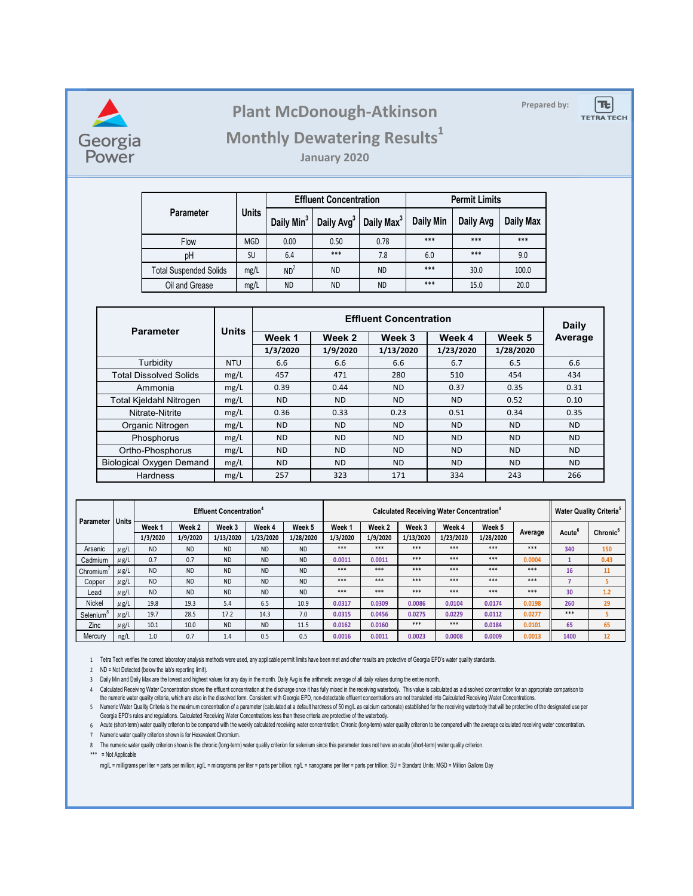Georgia Power

# Plant McDonough-Atkinson

## Monthly Dewatering Results[1]

**January 2020**

Prepared by: TETRA TECH

| Parameter | Units | Effluent Concentration | | | Permit Limits | | |
|---|---|---|---|---|---|---|---|
| | | Daily Min[3] | Daily Avg[3] | Daily Max[3] | Daily Min | Daily Avg | Daily Max |
| Flow | MGD | 0.00 | 0.50 | 0.78 | *** | *** | *** |
| pH | SU | 6.4 | *** | 7.8 | 6.0 | *** | 9.0 |
| Total Suspended Solids | mg/L | ND[2] | ND | ND | *** | 30.0 | 100.0 |
| Oil and Grease | mg/L | ND | ND | ND | *** | 15.0 | 20.0 |

| Parameter | Units | Effluent Concentration | | | | | Daily Average |
|---|---|---|---|---|---|---|---|
| | | Week 1 | Week 2 | Week 3 | Week 4 | Week 5 | |
| | | 1/3/2020 | 1/9/2020 | 1/13/2020 | 1/23/2020 | 1/28/2020 | |
| Turbidity | NTU | 6.6 | 6.6 | 6.6 | 6.7 | 6.5 | 6.6 |
| Total Dissolved Solids | mg/L | 457 | 471 | 280 | 510 | 454 | 434 |
| Ammonia | mg/L | 0.39 | 0.44 | ND | 0.37 | 0.35 | 0.31 |
| Total Kjeldahl Nitrogen | mg/L | ND | ND | ND | ND | 0.52 | 0.10 |
| Nitrate-Nitrite | mg/L | 0.36 | 0.33 | 0.23 | 0.51 | 0.34 | 0.35 |
| Organic Nitrogen | mg/L | ND | ND | ND | ND | ND | ND |
| Phosphorus | mg/L | ND | ND | ND | ND | ND | ND |
| Ortho-Phosphorus | mg/L | ND | ND | ND | ND | ND | ND |
| Biological Oxygen Demand | mg/L | ND | ND | ND | ND | ND | ND |
| Hardness | mg/L | 257 | 323 | 171 | 334 | 243 | 266 |

| Parameter | Units | Effluent Concentration[4] | | | | | Calculated Receiving Water Concentration[4] | | | | | | Water Quality Criteria[5] | |
|---|---|---|---|---|---|---|---|---|---|---|---|---|---|---|
| | | Week 1 | Week 2 | Week 3 | Week 4 | Week 5 | Week 1 | Week 2 | Week 3 | Week 4 | Week 5 | Average | Acute[6] | Chronic[6] |
| | | 1/3/2020 | 1/9/2020 | 1/13/2020 | 1/23/2020 | 1/28/2020 | 1/3/2020 | 1/9/2020 | 1/13/2020 | 1/23/2020 | 1/28/2020 | | | |
| Arsenic | μg/L | ND | ND | ND | ND | ND | *** | *** | *** | *** | *** | *** | 340 | 150 |
| Cadmium | μg/L | 0.7 | 0.7 | ND | ND | ND | 0.0011 | 0.0011 | *** | *** | *** | 0.0004 | 1 | 0.43 |
| Chromium[7] | μg/L | ND | ND | ND | ND | ND | *** | *** | *** | *** | *** | *** | 16 | 11 |
| Copper | μg/L | ND | ND | ND | ND | ND | *** | *** | *** | *** | *** | *** | 7 | 5 |
| Lead | μg/L | ND | ND | ND | ND | ND | *** | *** | *** | *** | *** | *** | 30 | 1.2 |
| Nickel | μg/L | 19.8 | 19.3 | 5.4 | 6.5 | 10.9 | 0.0317 | 0.0309 | 0.0086 | 0.0104 | 0.0174 | 0.0198 | 260 | 29 |
| Selenium[8] | μg/L | 19.7 | 28.5 | 17.2 | 14.3 | 7.0 | 0.0315 | 0.0456 | 0.0275 | 0.0229 | 0.0112 | 0.0277 | *** | 5 |
| Zinc | μg/L | 10.1 | 10.0 | ND | ND | 11.5 | 0.0162 | 0.0160 | *** | *** | 0.0184 | 0.0101 | 65 | 65 |
| Mercury | ng/L | 1.0 | 0.7 | 1.4 | 0.5 | 0.5 | 0.0016 | 0.0011 | 0.0023 | 0.0008 | 0.0009 | 0.0013 | 1400 | 12 |

1 Tetra Tech verifies the correct laboratory analysis methods were used, any applicable permit limits have been met and other results are protective of Georgia EPD's water quality standards.

2 ND = Not Detected (below the lab's reporting limit).

3 Daily Min and Daily Max are the lowest and highest values for any day in the month. Daily Avg is the arithmetic average of all daily values during the entire month.

4 Calculated Receiving Water Concentration shows the effluent concentration at the discharge once it has fully mixed in the receiving waterbody. This value is calculated as a dissolved concentration for an appropriate comparison to the numeric water quality criteria, which are also in the dissolved form. Consistent with Georgia EPD, non-detectable effluent concentrations are not translated into Calculated Receiving Water Concentrations.

5 Numeric Water Quality Criteria is the maximum concentration of a parameter (calculated at a default hardness of 50 mg/L as calcium carbonate) established for the receiving waterbody that will be protective of the designated use per Georgia EPD's rules and regulations. Calculated Receiving Water Concentrations less than these criteria are protective of the waterbody.

6 Acute (short-term) water quality criterion to be compared with the weekly calculated receiving water concentration; Chronic (long-term) water quality criterion to be compared with the average calculated receiving water concentration.

7 Numeric water quality criterion shown is for Hexavalent Chromium.

8 The numeric water quality criterion shown is the chronic (long-term) water quality criterion for selenium since this parameter does not have an acute (short-term) water quality criterion.

*** = Not Applicable

mg/L = milligrams per liter = parts per million; μg/L = micrograms per liter = parts per billion; ng/L = nanograms per liter = parts per trillion; SU = Standard Units; MGD = Million Gallons Day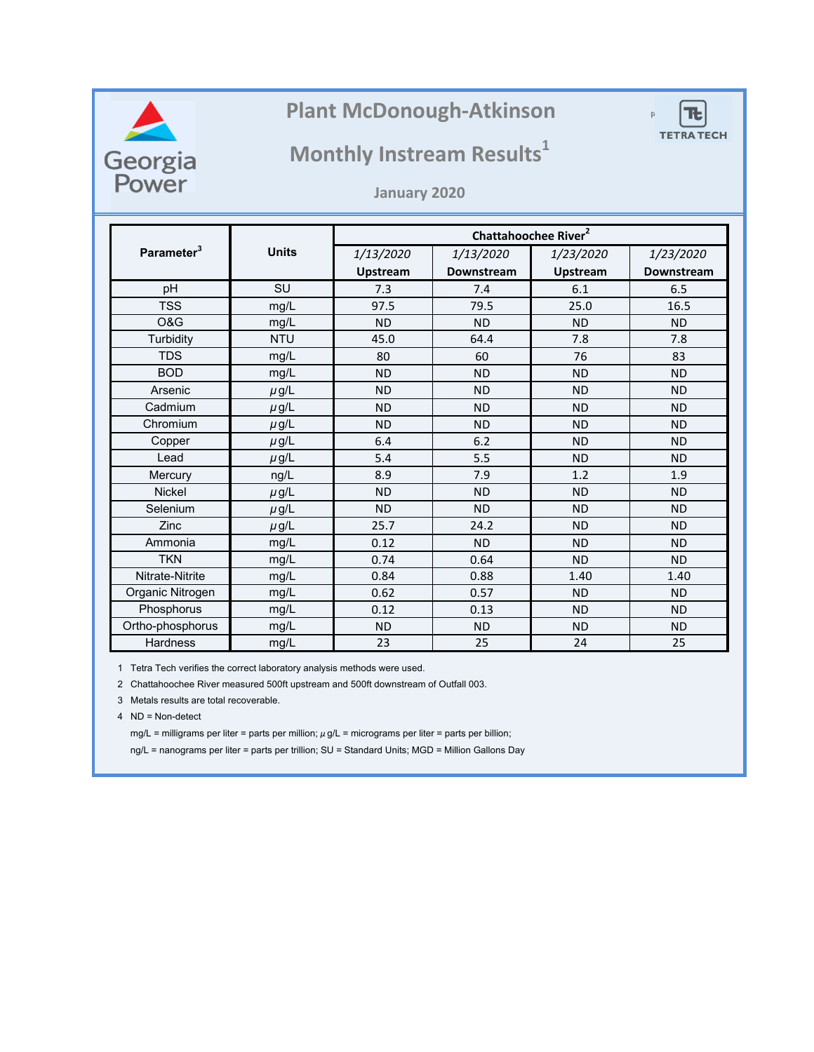# Plant McDonough-Atkinson

## Monthly Instream Results[1]

### January 2020

| Parameter[3] | Units | Chattahoochee River[2] | | | |
|---|---|---|---|---|---|
| | | *1/13/2020* | *1/13/2020* | *1/23/2020* | *1/23/2020* |
| | | **Upstream** | **Downstream** | **Upstream** | **Downstream** |
| pH | SU | 7.3 | 7.4 | 6.1 | 6.5 |
| TSS | mg/L | 97.5 | 79.5 | 25.0 | 16.5 |
| O&G | mg/L | ND | ND | ND | ND |
| Turbidity | NTU | 45.0 | 64.4 | 7.8 | 7.8 |
| TDS | mg/L | 80 | 60 | 76 | 83 |
| BOD | mg/L | ND | ND | ND | ND |
| Arsenic | μg/L | ND | ND | ND | ND |
| Cadmium | μg/L | ND | ND | ND | ND |
| Chromium | μg/L | ND | ND | ND | ND |
| Copper | μg/L | 6.4 | 6.2 | ND | ND |
| Lead | μg/L | 5.4 | 5.5 | ND | ND |
| Mercury | ng/L | 8.9 | 7.9 | 1.2 | 1.9 |
| Nickel | μg/L | ND | ND | ND | ND |
| Selenium | μg/L | ND | ND | ND | ND |
| Zinc | μg/L | 25.7 | 24.2 | ND | ND |
| Ammonia | mg/L | 0.12 | ND | ND | ND |
| TKN | mg/L | 0.74 | 0.64 | ND | ND |
| Nitrate-Nitrite | mg/L | 0.84 | 0.88 | 1.40 | 1.40 |
| Organic Nitrogen | mg/L | 0.62 | 0.57 | ND | ND |
| Phosphorus | mg/L | 0.12 | 0.13 | ND | ND |
| Ortho-phosphorus | mg/L | ND | ND | ND | ND |
| Hardness | mg/L | 23 | 25 | 24 | 25 |

1 Tetra Tech verifies the correct laboratory analysis methods were used.

2 Chattahoochee River measured 500ft upstream and 500ft downstream of Outfall 003.

3 Metals results are total recoverable.

4 ND = Non-detect

mg/L = milligrams per liter = parts per million; μg/L = micrograms per liter = parts per billion;

ng/L = nanograms per liter = parts per trillion; SU = Standard Units; MGD = Million Gallons Day